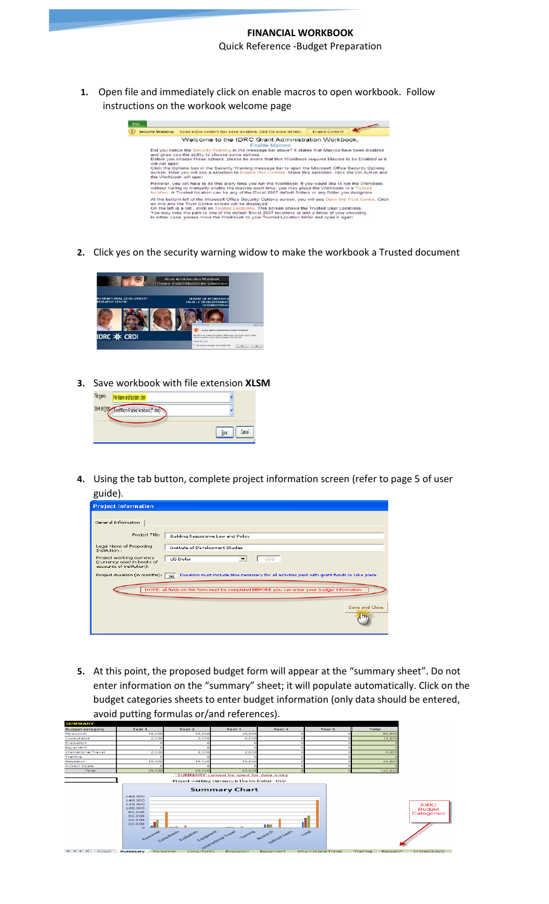**FINANCIAL WORKBOOK**

Quick Reference -Budget Preparation

1. Open file and immediately click on enable macros to open workbook. Follow instructions on the workook welcome page

2. Click yes on the security warning widow to make the workbook a Trusted document

3. Save workbook with file extension **XLSM**

4. Using the tab button, complete project information screen (refer to page 5 of user guide).

5. At this point, the proposed budget form will appear at the "summary sheet". Do not enter information on the "summary" sheet; it will populate automatically. Click on the budget categories sheets to enter budget information (only data should be entered, avoid putting formulas or/and references).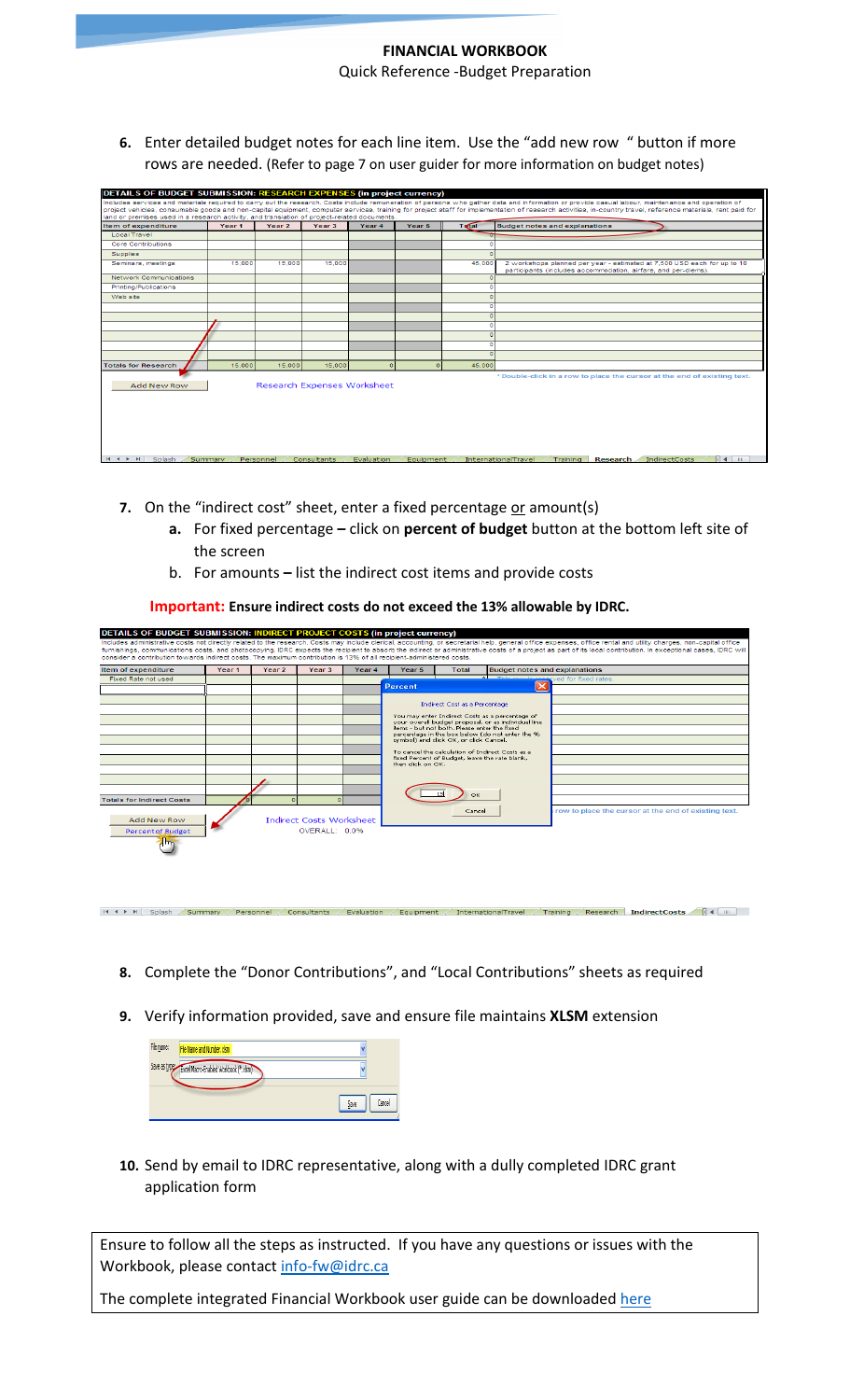**FINANCIAL WORKBOOK**

Quick Reference -Budget Preparation

6. Enter detailed budget notes for each line item. Use the "add new row " button if more rows are needed. (Refer to page 7 on user guider for more information on budget notes)

**DETAILS OF BUDGET SUBMISSION: RESEARCH EXPENSES (in project currency)**

Includes services and materials required to carry out the research. Costs include remuneration of persons who gather data and information or provide casual labour, maintenance and operation of project vehicles, consumable goods and non-capital equipment, computer services, training for project staff for implementation of research activities, in-country travel, reference materials, rent paid for land or premises used in a research activity, and translation of project-related documents.

| Item of expenditure | Year 1 | Year 2 | Year 3 | Year 4 | Year 5 | Total | Budget notes and explanations |
|---|---|---|---|---|---|---|---|
| Local Travel | | | | | | 0 | |
| Core Contributions | | | | | | 0 | |
| Supplies | | | | | | 0 | |
| Seminars, meetings | 15,000 | 15,000 | 15,000 | | | 45,000 | 2 workshops planned per year - estimated at 7,500 USD each for up to 10 participants (includes accommodation, airfare, and per-diems). |
| Network Communications | | | | | | 0 | |
| Printing/Publications | | | | | | 0 | |
| Web site | | | | | | 0 | |
| Totals for Research | 15,000 | 15,000 | 15,000 | 0 | 0 | 45,000 | |

Add New Row | Research Expenses Worksheet

\* Double-click in a row to place the cursor at the end of existing text.

7. On the "indirect cost" sheet, enter a fixed percentage or amount(s)
   a. For fixed percentage **–** click on **percent of budget** button at the bottom left site of the screen
   b. For amounts **–** list the indirect cost items and provide costs

**Important: Ensure indirect costs do not exceed the 13% allowable by IDRC.**

**DETAILS OF BUDGET SUBMISSION: INDIRECT PROJECT COSTS (in project currency)**

Includes administrative costs not directly related to the research. Costs may include clerical, accounting, or secretarial help, general office expenses, office rental and utility charges, non-capital office furnishings, communications costs, and photocopying. IDRC expects the recipient to absorb the indirect or administrative costs of a project as part of its local contribution. In exceptional cases, IDRC will consider a contribution towards indirect costs. The maximum contribution is 13% of all recipient-administered costs.

| Item of expenditure | Year 1 | Year 2 | Year 3 | Year 4 | Year 5 | Total | Budget notes and explanations |
|---|---|---|---|---|---|---|---|
| Fixed Rate not used | | | | | | | |
| Totals for Indirect Costs | 0 | 0 | 0 | | | | |

Add New Row | Percent of Budget | Indirect Costs Worksheet | OVERALL: 0.0%

Percent

Indirect Cost as a Percentage

You may enter Indirect Costs as a percentage of your overall budget proposal, or as individual line items - but not both. Please enter the fixed percentage in the box below (do not enter the % symbol) and click OK, or click Cancel.

To cancel the calculation of Indirect Costs as a fixed Percent of Budget, leave the rate blank, then click on OK.

13 | OK | Cancel

8. Complete the "Donor Contributions", and "Local Contributions" sheets as required

9. Verify information provided, save and ensure file maintains **XLSM** extension

File name: File Name and Number.xlsm

Save as type: Excel Macro-Enabled Workbook (\*.xlsm)

Save | Cancel

10. Send by email to IDRC representative, along with a dully completed IDRC grant application form

Ensure to follow all the steps as instructed. If you have any questions or issues with the Workbook, please contact info-fw@idrc.ca

The complete integrated Financial Workbook user guide can be downloaded here